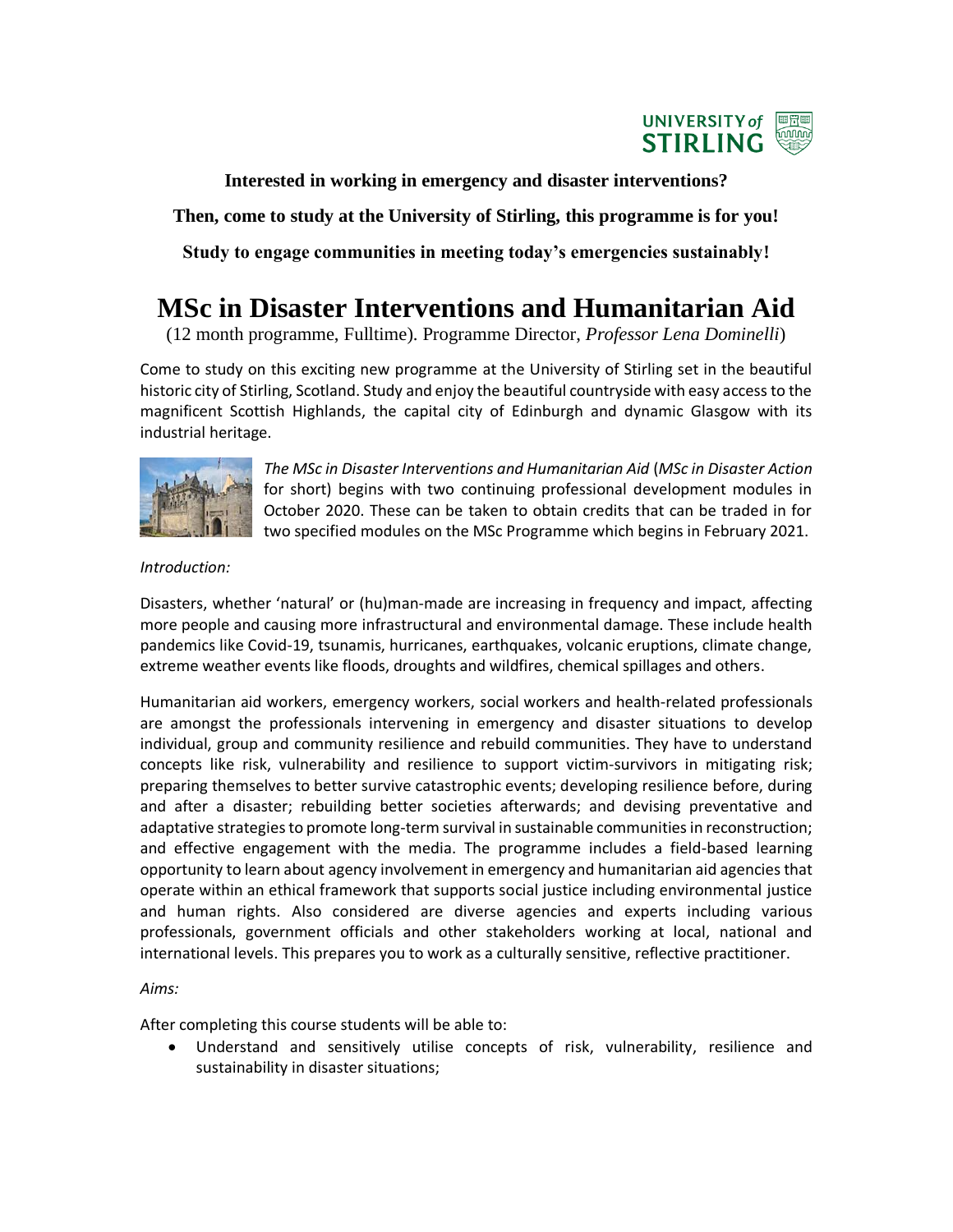**Interested in working in emergency and disaster interventions?**

**Then, come to study at the University of Stirling, this programme is for you!**

**Study to engage communities in meeting today's emergencies sustainably!**

# MSc in Disaster Interventions and Humanitarian Aid

(12 month programme, Fulltime). Programme Director, *Professor Lena Dominelli*)

Come to study on this exciting new programme at the University of Stirling set in the beautiful historic city of Stirling, Scotland. Study and enjoy the beautiful countryside with easy access to the magnificent Scottish Highlands, the capital city of Edinburgh and dynamic Glasgow with its industrial heritage.

*The MSc in Disaster Interventions and Humanitarian Aid* (*MSc in Disaster Action* for short) begins with two continuing professional development modules in October 2020. These can be taken to obtain credits that can be traded in for two specified modules on the MSc Programme which begins in February 2021.

*Introduction:*

Disasters, whether 'natural' or (hu)man-made are increasing in frequency and impact, affecting more people and causing more infrastructural and environmental damage. These include health pandemics like Covid-19, tsunamis, hurricanes, earthquakes, volcanic eruptions, climate change, extreme weather events like floods, droughts and wildfires, chemical spillages and others.

Humanitarian aid workers, emergency workers, social workers and health-related professionals are amongst the professionals intervening in emergency and disaster situations to develop individual, group and community resilience and rebuild communities. They have to understand concepts like risk, vulnerability and resilience to support victim-survivors in mitigating risk; preparing themselves to better survive catastrophic events; developing resilience before, during and after a disaster; rebuilding better societies afterwards; and devising preventative and adaptative strategies to promote long-term survival in sustainable communities in reconstruction; and effective engagement with the media. The programme includes a field-based learning opportunity to learn about agency involvement in emergency and humanitarian aid agencies that operate within an ethical framework that supports social justice including environmental justice and human rights. Also considered are diverse agencies and experts including various professionals, government officials and other stakeholders working at local, national and international levels. This prepares you to work as a culturally sensitive, reflective practitioner.

*Aims:*

After completing this course students will be able to:

- Understand and sensitively utilise concepts of risk, vulnerability, resilience and sustainability in disaster situations;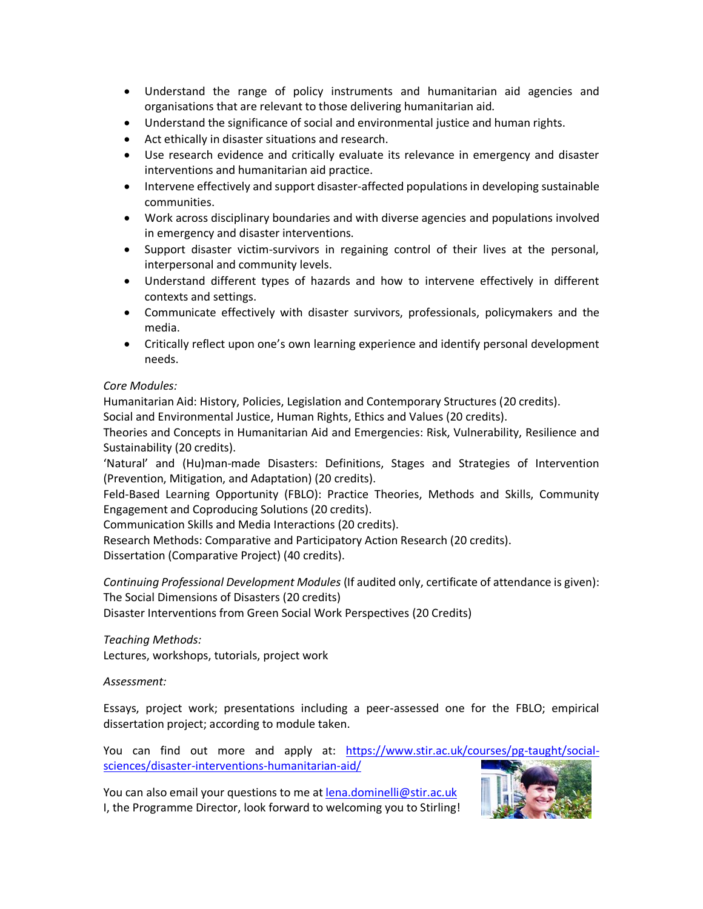- Understand the range of policy instruments and humanitarian aid agencies and organisations that are relevant to those delivering humanitarian aid.
- Understand the significance of social and environmental justice and human rights.
- Act ethically in disaster situations and research.
- Use research evidence and critically evaluate its relevance in emergency and disaster interventions and humanitarian aid practice.
- Intervene effectively and support disaster-affected populations in developing sustainable communities.
- Work across disciplinary boundaries and with diverse agencies and populations involved in emergency and disaster interventions.
- Support disaster victim-survivors in regaining control of their lives at the personal, interpersonal and community levels.
- Understand different types of hazards and how to intervene effectively in different contexts and settings.
- Communicate effectively with disaster survivors, professionals, policymakers and the media.
- Critically reflect upon one's own learning experience and identify personal development needs.

*Core Modules:*
Humanitarian Aid: History, Policies, Legislation and Contemporary Structures (20 credits).
Social and Environmental Justice, Human Rights, Ethics and Values (20 credits).
Theories and Concepts in Humanitarian Aid and Emergencies: Risk, Vulnerability, Resilience and Sustainability (20 credits).
'Natural' and (Hu)man-made Disasters: Definitions, Stages and Strategies of Intervention (Prevention, Mitigation, and Adaptation) (20 credits).
Feld-Based Learning Opportunity (FBLO): Practice Theories, Methods and Skills, Community Engagement and Coproducing Solutions (20 credits).
Communication Skills and Media Interactions (20 credits).
Research Methods: Comparative and Participatory Action Research (20 credits).
Dissertation (Comparative Project) (40 credits).

*Continuing Professional Development Modules* (If audited only, certificate of attendance is given):
The Social Dimensions of Disasters (20 credits)
Disaster Interventions from Green Social Work Perspectives (20 Credits)

*Teaching Methods:*
Lectures, workshops, tutorials, project work

*Assessment:*

Essays, project work; presentations including a peer-assessed one for the FBLO; empirical dissertation project; according to module taken.

You can find out more and apply at: https://www.stir.ac.uk/courses/pg-taught/social-sciences/disaster-interventions-humanitarian-aid/

You can also email your questions to me at lena.dominelli@stir.ac.uk
I, the Programme Director, look forward to welcoming you to Stirling!